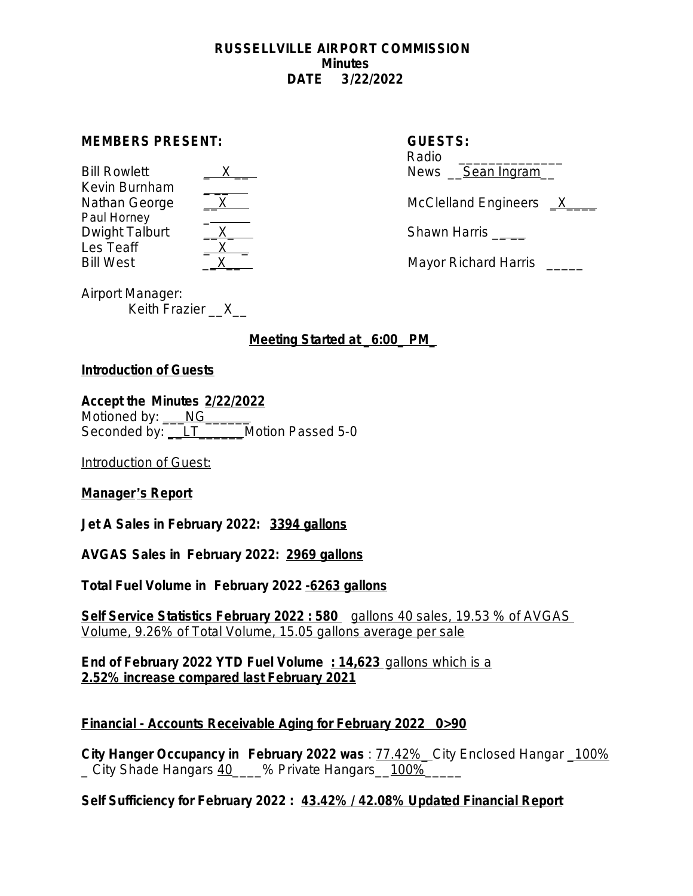**RUSSELLVILLE AIRPORT COMMISSION**
**Minutes**
**DATE 3/22/2022**

**MEMBERS PRESENT:**

| Member | Present |
|---|---|
| Bill Rowlett | X |
| Kevin Burnham | |
| Nathan George | X |
| Paul Horney | |
| Dwight Talburt | X |
| Les Teaff | X |
| Bill West | X |

Airport Manager:
Keith Frazier __X__

**GUESTS:**

Radio ______________
News __Sean Ingram__
McClelland Engineers _X____
Shawn Harris _____
Mayor Richard Harris _____

**Meeting Started at _6:00_ PM_**

**Introduction of Guests**

**Accept the Minutes 2/22/2022**
Motioned by: ___NG______
Seconded by: __LT______Motion Passed 5-0

Introduction of Guest:

**Manager's Report**

**Jet A Sales in February 2022: 3394 gallons**

**AVGAS Sales in February 2022: 2969 gallons**

**Total Fuel Volume in February 2022 -6263 gallons**

**Self Service Statistics February 2022 : 580** gallons 40 sales, 19.53 % of AVGAS Volume, 9.26% of Total Volume, 15.05 gallons average per sale

**End of February 2022 YTD Fuel Volume : 14,623** gallons which is a **2.52% increase compared last February 2021**

**Financial - Accounts Receivable Aging for February 2022 0>90**

**City Hanger Occupancy in February 2022 was** : 77.42%_ City Enclosed Hangar _100%_ City Shade Hangars 40____% Private Hangars__100%_____

**Self Sufficiency for February 2022 : 43.42% / 42.08% Updated Financial Report**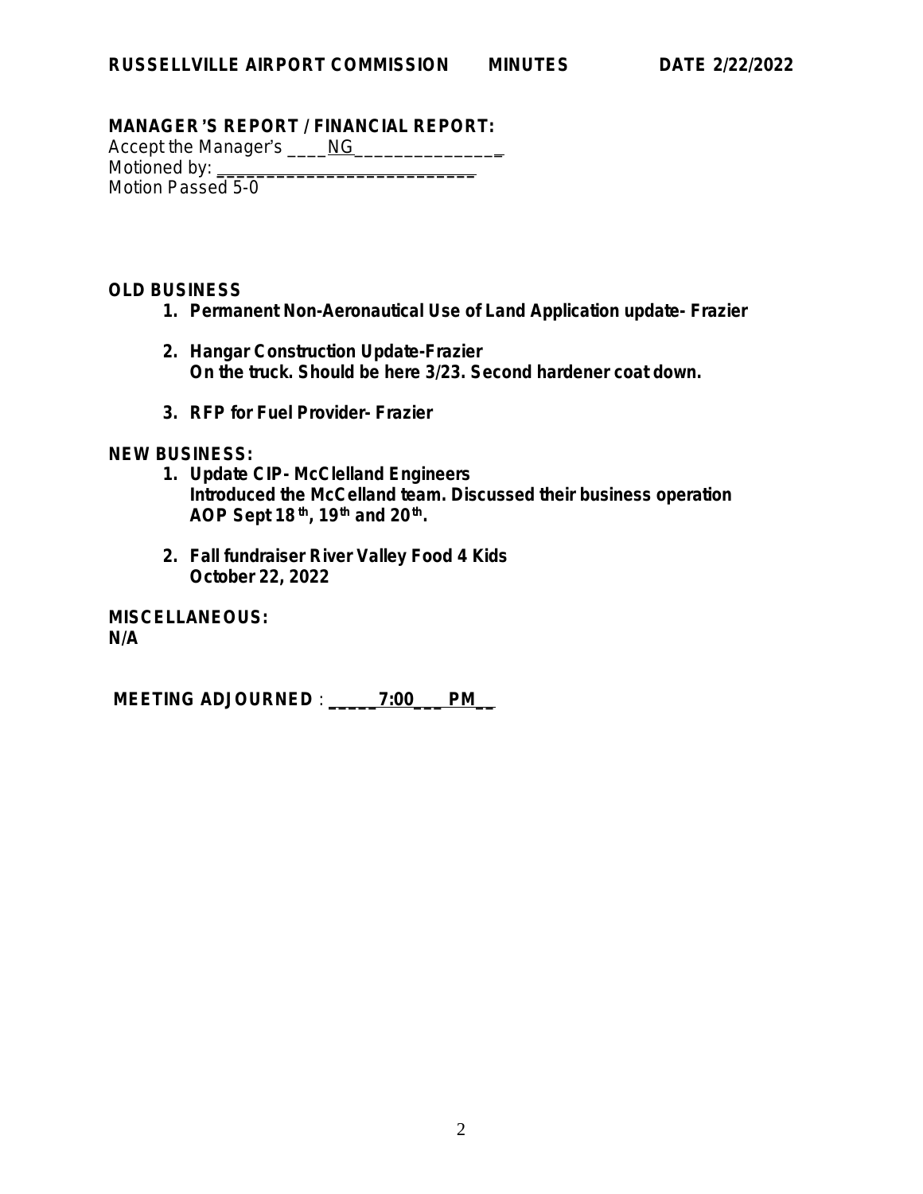**MANAGER'S REPORT / FINANCIAL REPORT:**
Accept the Manager's ____NG_______________
Motioned by: ___________________________
Motion Passed 5-0

**OLD BUSINESS**

1. **Permanent Non-Aeronautical Use of Land Application update- Frazier**

2. **Hangar Construction Update-Frazier**
   **On the truck. Should be here 3/23. Second hardener coat down.**

3. **RFP for Fuel Provider- Frazier**

**NEW BUSINESS:**

1. **Update CIP- McClelland Engineers**
   **Introduced the McCelland team. Discussed their business operation**
   **AOP Sept 18th, 19th and 20th.**

2. **Fall fundraiser River Valley Food 4 Kids**
   **October 22, 2022**

**MISCELLANEOUS:**
**N/A**

**MEETING ADJOURNED** : **_____7:00___ PM__**